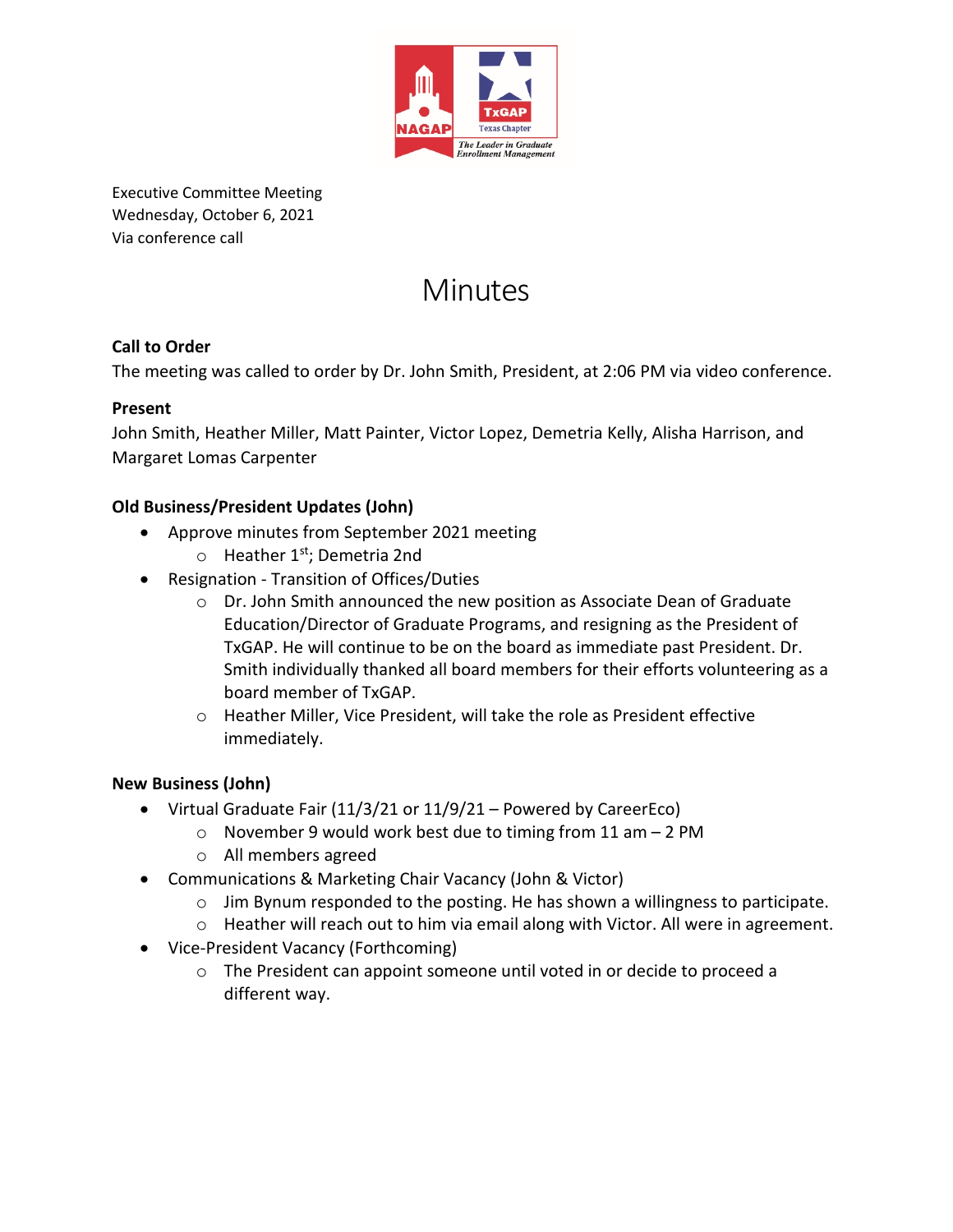Executive Committee Meeting
Wednesday, October 6, 2021
Via conference call

# Minutes

**Call to Order**

The meeting was called to order by Dr. John Smith, President, at 2:06 PM via video conference.

**Present**

John Smith, Heather Miller, Matt Painter, Victor Lopez, Demetria Kelly, Alisha Harrison, and Margaret Lomas Carpenter

**Old Business/President Updates (John)**

- Approve minutes from September 2021 meeting
  - Heather 1st; Demetria 2nd
- Resignation - Transition of Offices/Duties
  - Dr. John Smith announced the new position as Associate Dean of Graduate Education/Director of Graduate Programs, and resigning as the President of TxGAP. He will continue to be on the board as immediate past President. Dr. Smith individually thanked all board members for their efforts volunteering as a board member of TxGAP.
  - Heather Miller, Vice President, will take the role as President effective immediately.

**New Business (John)**

- Virtual Graduate Fair (11/3/21 or 11/9/21 – Powered by CareerEco)
  - November 9 would work best due to timing from 11 am – 2 PM
  - All members agreed
- Communications & Marketing Chair Vacancy (John & Victor)
  - Jim Bynum responded to the posting. He has shown a willingness to participate.
  - Heather will reach out to him via email along with Victor. All were in agreement.
- Vice-President Vacancy (Forthcoming)
  - The President can appoint someone until voted in or decide to proceed a different way.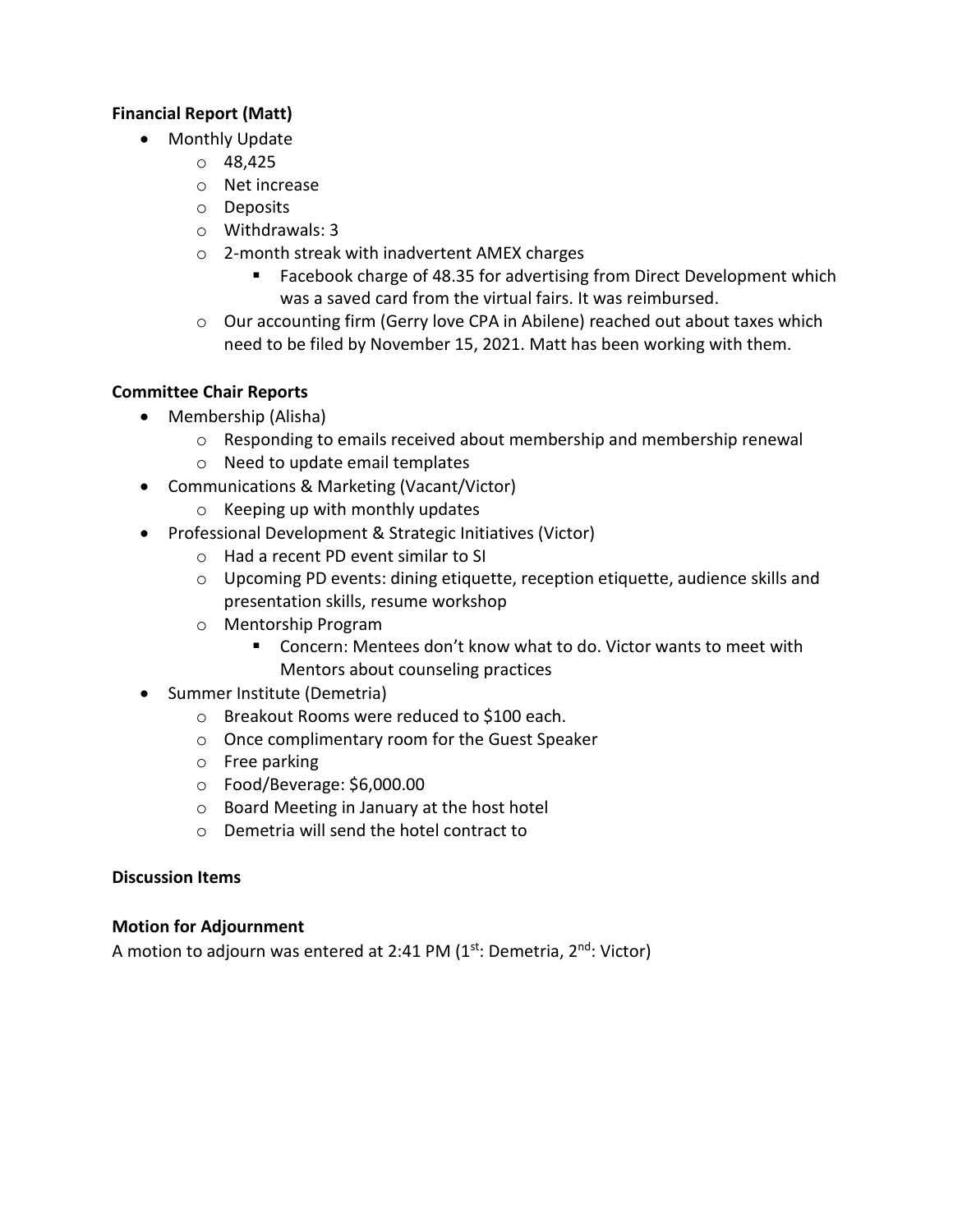**Financial Report (Matt)**

- Monthly Update
    - 48,425
    - Net increase
    - Deposits
    - Withdrawals: 3
    - 2-month streak with inadvertent AMEX charges
        - Facebook charge of 48.35 for advertising from Direct Development which was a saved card from the virtual fairs. It was reimbursed.
    - Our accounting firm (Gerry love CPA in Abilene) reached out about taxes which need to be filed by November 15, 2021. Matt has been working with them.

**Committee Chair Reports**

- Membership (Alisha)
    - Responding to emails received about membership and membership renewal
    - Need to update email templates
- Communications & Marketing (Vacant/Victor)
    - Keeping up with monthly updates
- Professional Development & Strategic Initiatives (Victor)
    - Had a recent PD event similar to SI
    - Upcoming PD events: dining etiquette, reception etiquette, audience skills and presentation skills, resume workshop
    - Mentorship Program
        - Concern: Mentees don't know what to do. Victor wants to meet with Mentors about counseling practices
- Summer Institute (Demetria)
    - Breakout Rooms were reduced to $100 each.
    - Once complimentary room for the Guest Speaker
    - Free parking
    - Food/Beverage: $6,000.00
    - Board Meeting in January at the host hotel
    - Demetria will send the hotel contract to

**Discussion Items**

**Motion for Adjournment**

A motion to adjourn was entered at 2:41 PM (1st: Demetria, 2nd: Victor)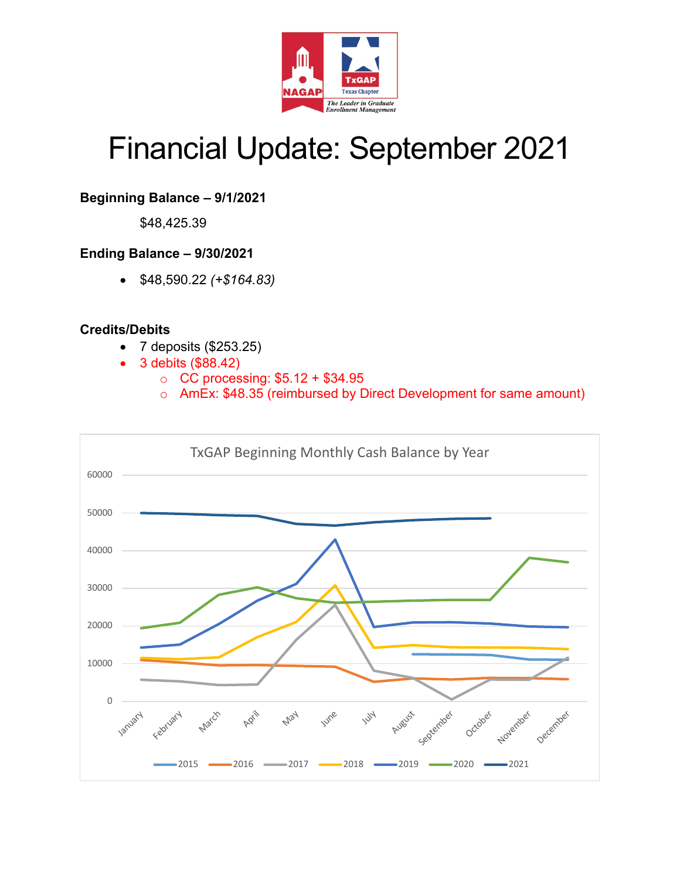# Financial Update: September 2021

**Beginning Balance – 9/1/2021**

$48,425.39

**Ending Balance – 9/30/2021**

- $48,590.22 *(+$164.83)*

**Credits/Debits**

- 7 deposits ($253.25)
- 3 debits ($88.42)
  - CC processing: $5.12 + $34.95
  - AmEx: $48.35 (reimbursed by Direct Development for same amount)

TxGAP Beginning Monthly Cash Balance by Year

60000
50000
40000
30000
20000
10000
0

January February March April May June July August September October November December

2015 2016 2017 2018 2019 2020 2021